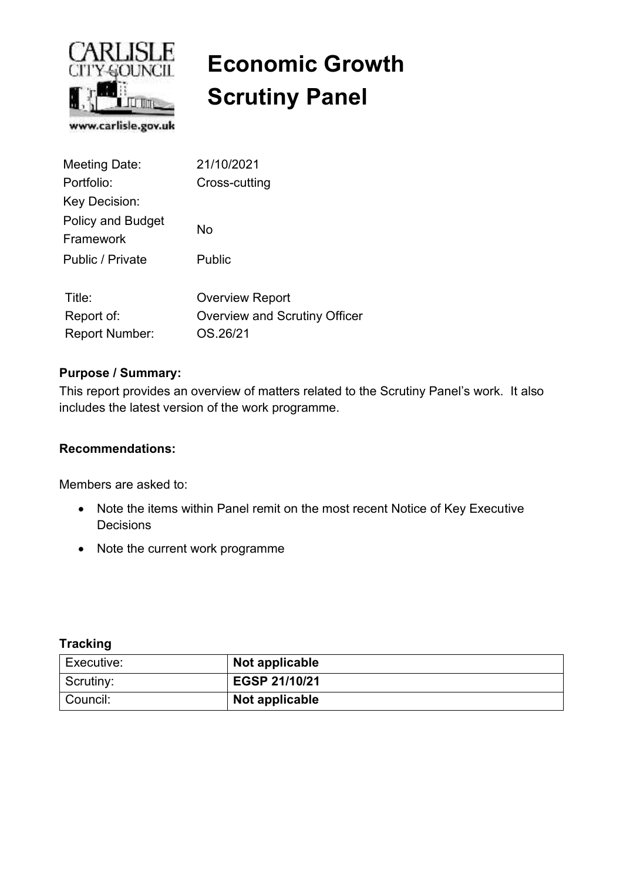# Economic Growth Scrutiny Panel

| | |
|---|---|
| Meeting Date: | 21/10/2021 |
| Portfolio: | Cross-cutting |
| Key Decision: | |
| Policy and Budget Framework | No |
| Public / Private | Public |

| | |
|---|---|
| Title: | Overview Report |
| Report of: | Overview and Scrutiny Officer |
| Report Number: | OS.26/21 |

**Purpose / Summary:**

This report provides an overview of matters related to the Scrutiny Panel's work. It also includes the latest version of the work programme.

**Recommendations:**

Members are asked to:

- Note the items within Panel remit on the most recent Notice of Key Executive Decisions
- Note the current work programme

**Tracking**

| | |
|---|---|
| Executive: | **Not applicable** |
| Scrutiny: | **EGSP 21/10/21** |
| Council: | **Not applicable** |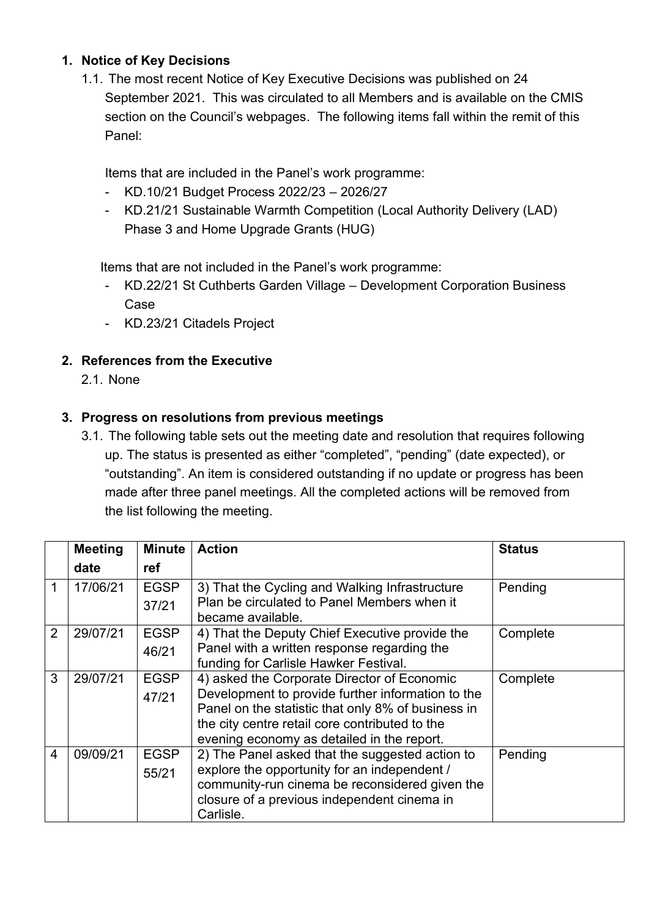## 1. Notice of Key Decisions

1.1. The most recent Notice of Key Executive Decisions was published on 24 September 2021. This was circulated to all Members and is available on the CMIS section on the Council's webpages. The following items fall within the remit of this Panel:

Items that are included in the Panel's work programme:

- KD.10/21 Budget Process 2022/23 – 2026/27
- KD.21/21 Sustainable Warmth Competition (Local Authority Delivery (LAD) Phase 3 and Home Upgrade Grants (HUG)

Items that are not included in the Panel's work programme:

- KD.22/21 St Cuthberts Garden Village – Development Corporation Business Case
- KD.23/21 Citadels Project

## 2. References from the Executive

2.1. None

## 3. Progress on resolutions from previous meetings

3.1. The following table sets out the meeting date and resolution that requires following up. The status is presented as either "completed", "pending" (date expected), or "outstanding". An item is considered outstanding if no update or progress has been made after three panel meetings. All the completed actions will be removed from the list following the meeting.

| | Meeting date | Minute ref | Action | Status |
|---|---|---|---|---|
| 1 | 17/06/21 | EGSP 37/21 | 3) That the Cycling and Walking Infrastructure Plan be circulated to Panel Members when it became available. | Pending |
| 2 | 29/07/21 | EGSP 46/21 | 4) That the Deputy Chief Executive provide the Panel with a written response regarding the funding for Carlisle Hawker Festival. | Complete |
| 3 | 29/07/21 | EGSP 47/21 | 4) asked the Corporate Director of Economic Development to provide further information to the Panel on the statistic that only 8% of business in the city centre retail core contributed to the evening economy as detailed in the report. | Complete |
| 4 | 09/09/21 | EGSP 55/21 | 2) The Panel asked that the suggested action to explore the opportunity for an independent / community-run cinema be reconsidered given the closure of a previous independent cinema in Carlisle. | Pending |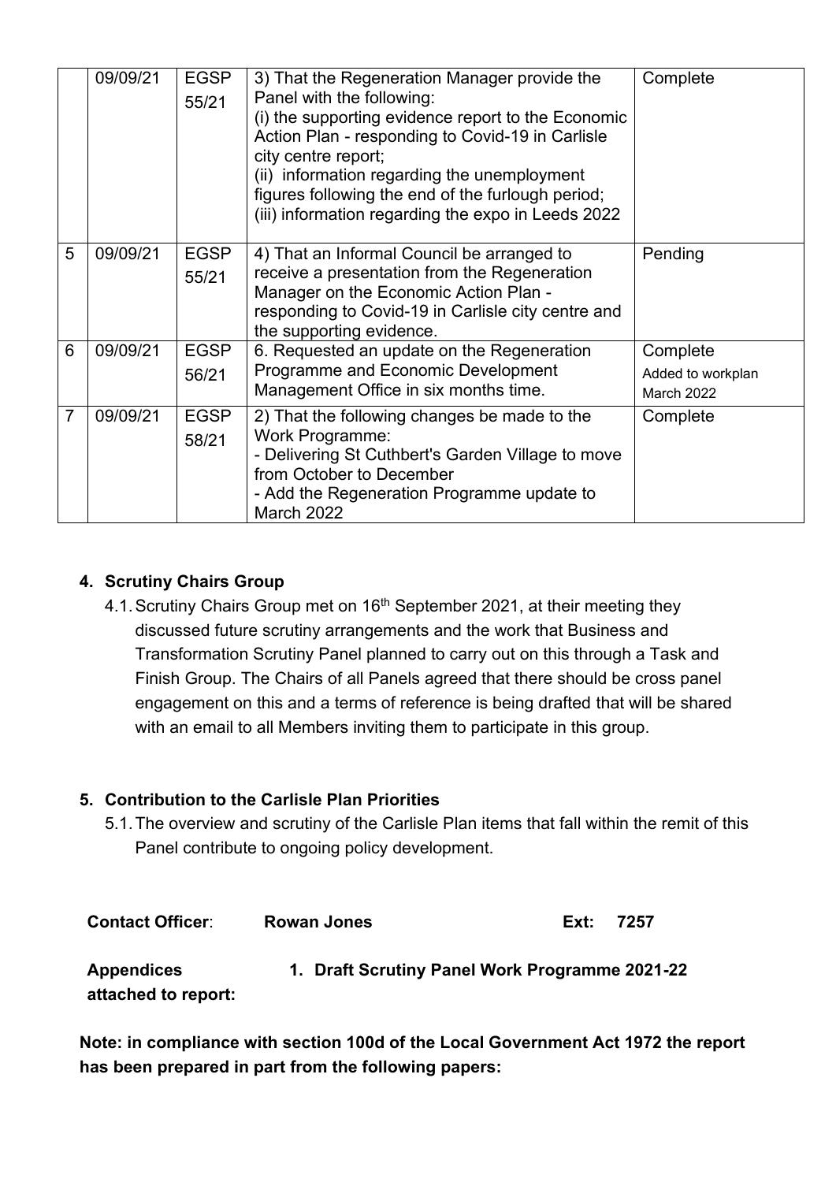|  | 09/09/21 | EGSP 55/21 | 3) That the Regeneration Manager provide the Panel with the following:<br>(i) the supporting evidence report to the Economic Action Plan - responding to Covid-19 in Carlisle city centre report;<br>(ii) information regarding the unemployment figures following the end of the furlough period;<br>(iii) information regarding the expo in Leeds 2022 | Complete |
|---|---|---|---|---|
| 5 | 09/09/21 | EGSP 55/21 | 4) That an Informal Council be arranged to receive a presentation from the Regeneration Manager on the Economic Action Plan - responding to Covid-19 in Carlisle city centre and the supporting evidence. | Pending |
| 6 | 09/09/21 | EGSP 56/21 | 6. Requested an update on the Regeneration Programme and Economic Development Management Office in six months time. | Complete<br>Added to workplan March 2022 |
| 7 | 09/09/21 | EGSP 58/21 | 2) That the following changes be made to the Work Programme:<br>- Delivering St Cuthbert's Garden Village to move from October to December<br>- Add the Regeneration Programme update to March 2022 | Complete |

## 4. Scrutiny Chairs Group

4.1. Scrutiny Chairs Group met on 16th September 2021, at their meeting they discussed future scrutiny arrangements and the work that Business and Transformation Scrutiny Panel planned to carry out on this through a Task and Finish Group. The Chairs of all Panels agreed that there should be cross panel engagement on this and a terms of reference is being drafted that will be shared with an email to all Members inviting them to participate in this group.

## 5. Contribution to the Carlisle Plan Priorities

5.1. The overview and scrutiny of the Carlisle Plan items that fall within the remit of this Panel contribute to ongoing policy development.

**Contact Officer**: **Rowan Jones** **Ext: 7257**

**Appendices attached to report:** **1. Draft Scrutiny Panel Work Programme 2021-22**

**Note: in compliance with section 100d of the Local Government Act 1972 the report has been prepared in part from the following papers:**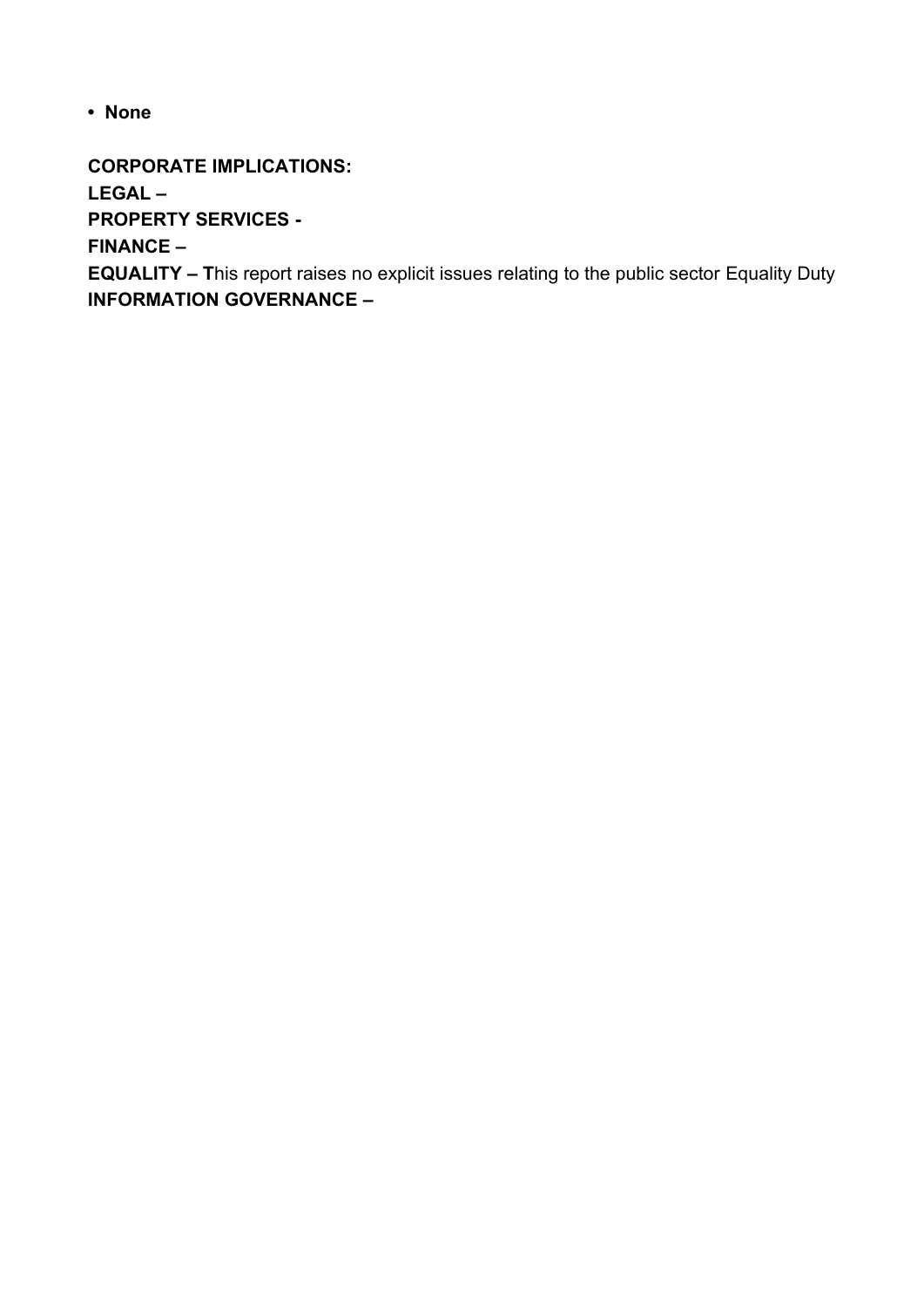- **None**

**CORPORATE IMPLICATIONS:**
**LEGAL –**
**PROPERTY SERVICES -**
**FINANCE –**
**EQUALITY – T**his report raises no explicit issues relating to the public sector Equality Duty
**INFORMATION GOVERNANCE –**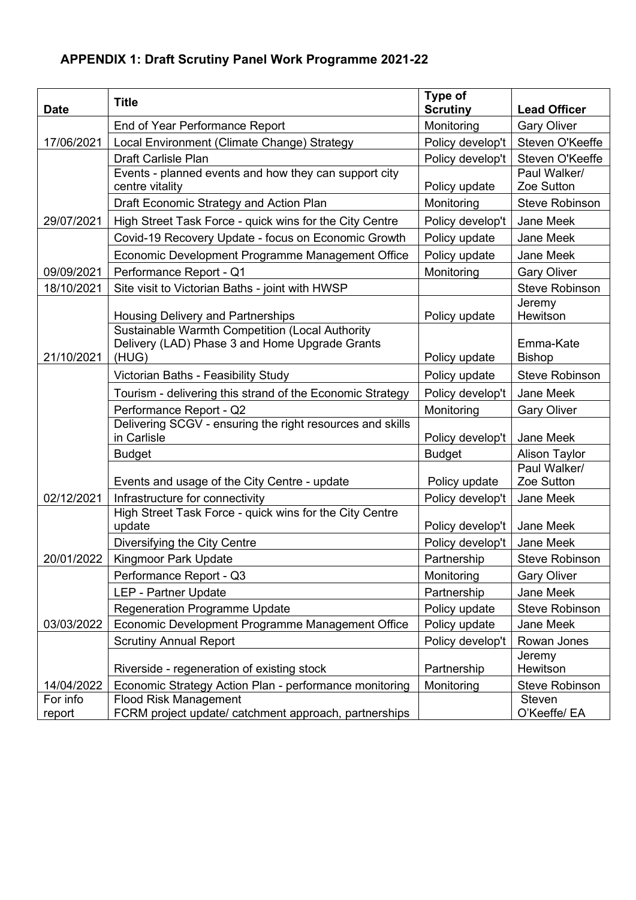## APPENDIX 1: Draft Scrutiny Panel Work Programme 2021-22

| Date | Title | Type of Scrutiny | Lead Officer |
|---|---|---|---|
| 17/06/2021 | End of Year Performance Report | Monitoring | Gary Oliver |
| | Local Environment (Climate Change) Strategy | Policy develop't | Steven O'Keeffe |
| 29/07/2021 | Draft Carlisle Plan | Policy develop't | Steven O'Keeffe |
| | Events - planned events and how they can support city centre vitality | Policy update | Paul Walker/ Zoe Sutton |
| | Draft Economic Strategy and Action Plan | Monitoring | Steve Robinson |
| | High Street Task Force - quick wins for the City Centre | Policy develop't | Jane Meek |
| 09/09/2021 | Covid-19 Recovery Update - focus on Economic Growth | Policy update | Jane Meek |
| | Economic Development Programme Management Office | Policy update | Jane Meek |
| | Performance Report - Q1 | Monitoring | Gary Oliver |
| 18/10/2021 | Site visit to Victorian Baths - joint with HWSP | | Steve Robinson |
| 21/10/2021 | Housing Delivery and Partnerships | Policy update | Jeremy Hewitson |
| | Sustainable Warmth Competition (Local Authority Delivery (LAD) Phase 3 and Home Upgrade Grants (HUG) | Policy update | Emma-Kate Bishop |
| 02/12/2021 | Victorian Baths - Feasibility Study | Policy update | Steve Robinson |
| | Tourism - delivering this strand of the Economic Strategy | Policy develop't | Jane Meek |
| | Performance Report - Q2 | Monitoring | Gary Oliver |
| | Delivering SCGV - ensuring the right resources and skills in Carlisle | Policy develop't | Jane Meek |
| | Budget | Budget | Alison Taylor |
| | Events and usage of the City Centre - update | Policy update | Paul Walker/ Zoe Sutton |
| | Infrastructure for connectivity | Policy develop't | Jane Meek |
| 20/01/2022 | High Street Task Force - quick wins for the City Centre update | Policy develop't | Jane Meek |
| | Diversifying the City Centre | Policy develop't | Jane Meek |
| | Kingmoor Park Update | Partnership | Steve Robinson |
| 03/03/2022 | Performance Report - Q3 | Monitoring | Gary Oliver |
| | LEP - Partner Update | Partnership | Jane Meek |
| | Regeneration Programme Update | Policy update | Steve Robinson |
| | Economic Development Programme Management Office | Policy update | Jane Meek |
| 14/04/2022 | Scrutiny Annual Report | Policy develop't | Rowan Jones |
| | Riverside - regeneration of existing stock | Partnership | Jeremy Hewitson |
| | Economic Strategy Action Plan - performance monitoring | Monitoring | Steve Robinson |
| For info report | Flood Risk Management FCRM project update/ catchment approach, partnerships | | Steven O'Keeffe/ EA |